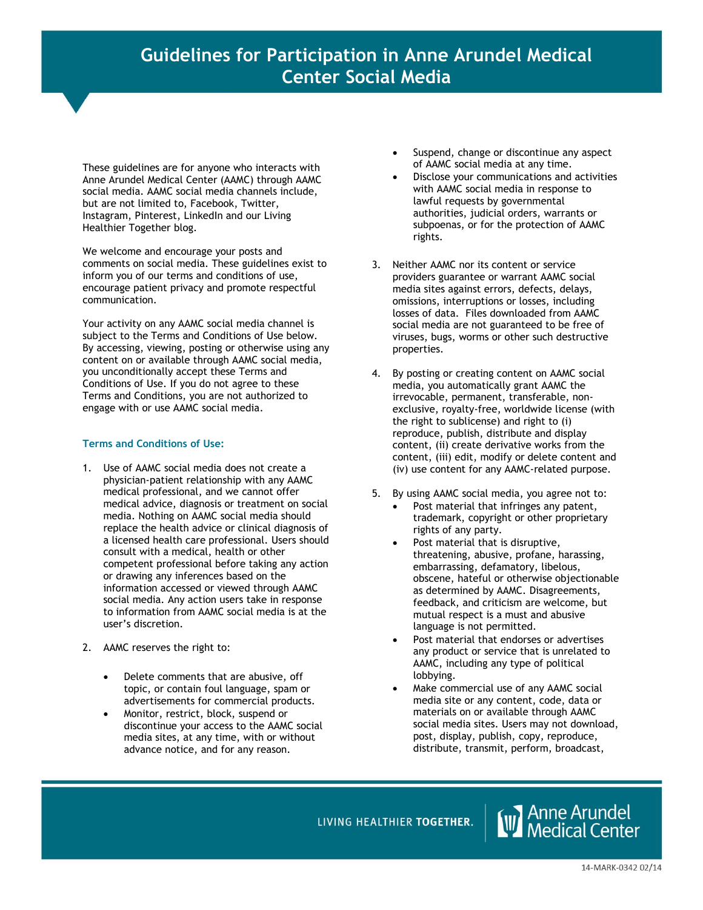# Guidelines for Participation in Anne Arundel Medical Center Social Media

These guidelines are for anyone who interacts with Anne Arundel Medical Center (AAMC) through AAMC social media. AAMC social media channels include, but are not limited to, Facebook, Twitter, Instagram, Pinterest, LinkedIn and our Living Healthier Together blog.

We welcome and encourage your posts and comments on social media. These guidelines exist to inform you of our terms and conditions of use, encourage patient privacy and promote respectful communication.

Your activity on any AAMC social media channel is subject to the Terms and Conditions of Use below. By accessing, viewing, posting or otherwise using any content on or available through AAMC social media, you unconditionally accept these Terms and Conditions of Use. If you do not agree to these Terms and Conditions, you are not authorized to engage with or use AAMC social media.

### Terms and Conditions of Use:

1. Use of AAMC social media does not create a physician-patient relationship with any AAMC medical professional, and we cannot offer medical advice, diagnosis or treatment on social media. Nothing on AAMC social media should replace the health advice or clinical diagnosis of a licensed health care professional. Users should consult with a medical, health or other competent professional before taking any action or drawing any inferences based on the information accessed or viewed through AAMC social media. Any action users take in response to information from AAMC social media is at the user's discretion.

2. AAMC reserves the right to:
   - Delete comments that are abusive, off topic, or contain foul language, spam or advertisements for commercial products.
   - Monitor, restrict, block, suspend or discontinue your access to the AAMC social media sites, at any time, with or without advance notice, and for any reason.
   - Suspend, change or discontinue any aspect of AAMC social media at any time.
   - Disclose your communications and activities with AAMC social media in response to lawful requests by governmental authorities, judicial orders, warrants or subpoenas, or for the protection of AAMC rights.

3. Neither AAMC nor its content or service providers guarantee or warrant AAMC social media sites against errors, defects, delays, omissions, interruptions or losses, including losses of data. Files downloaded from AAMC social media are not guaranteed to be free of viruses, bugs, worms or other such destructive properties.

4. By posting or creating content on AAMC social media, you automatically grant AAMC the irrevocable, permanent, transferable, non-exclusive, royalty-free, worldwide license (with the right to sublicense) and right to (i) reproduce, publish, distribute and display content, (ii) create derivative works from the content, (iii) edit, modify or delete content and (iv) use content for any AAMC-related purpose.

5. By using AAMC social media, you agree not to:
   - Post material that infringes any patent, trademark, copyright or other proprietary rights of any party.
   - Post material that is disruptive, threatening, abusive, profane, harassing, embarrassing, defamatory, libelous, obscene, hateful or otherwise objectionable as determined by AAMC. Disagreements, feedback, and criticism are welcome, but mutual respect is a must and abusive language is not permitted.
   - Post material that endorses or advertises any product or service that is unrelated to AAMC, including any type of political lobbying.
   - Make commercial use of any AAMC social media site or any content, code, data or materials on or available through AAMC social media sites. Users may not download, post, display, publish, copy, reproduce, distribute, transmit, perform, broadcast,

LIVING HEALTHIER TOGETHER. Anne Arundel Medical Center

14-MARK-0342 02/14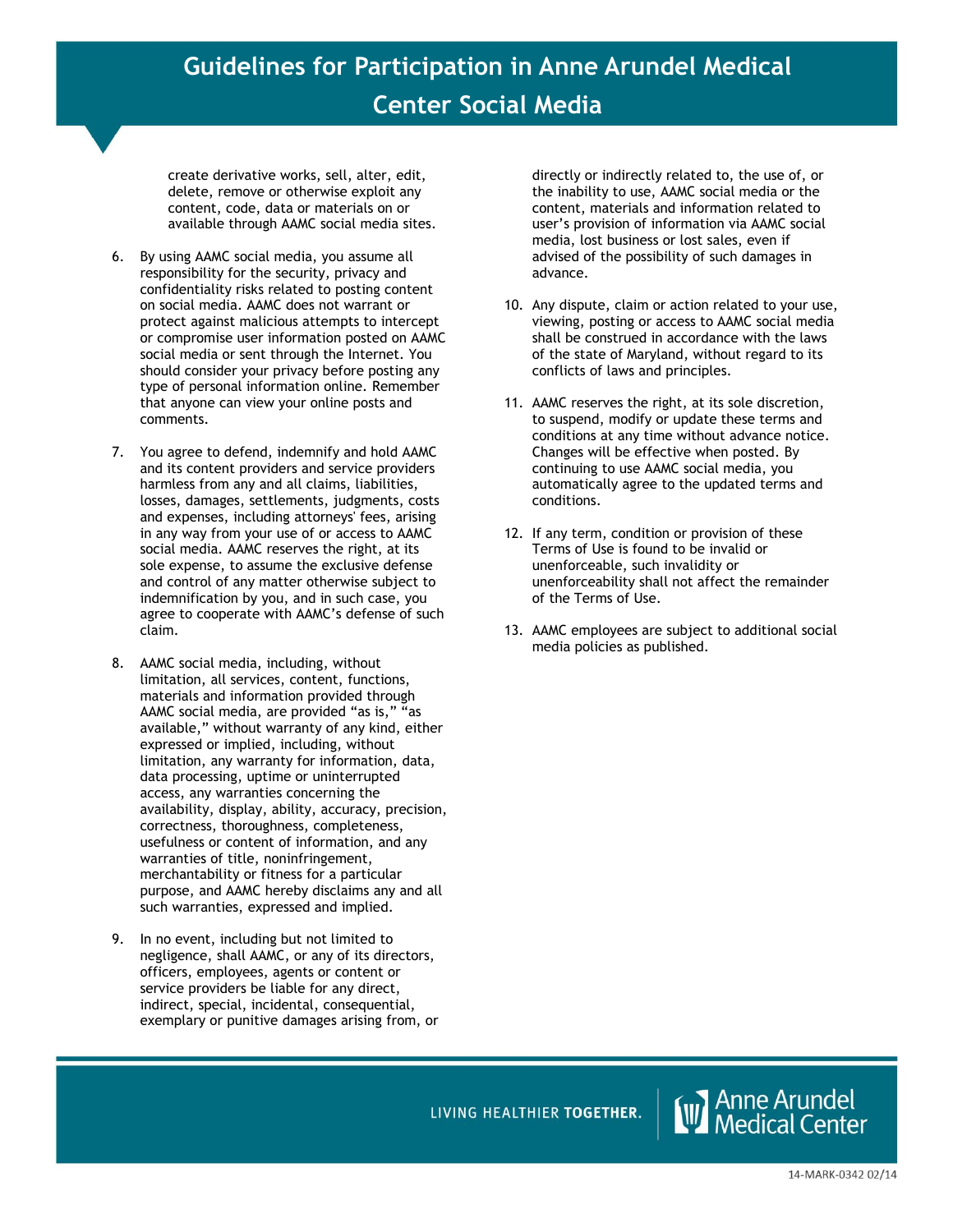create derivative works, sell, alter, edit, delete, remove or otherwise exploit any content, code, data or materials on or available through AAMC social media sites.

6. By using AAMC social media, you assume all responsibility for the security, privacy and confidentiality risks related to posting content on social media. AAMC does not warrant or protect against malicious attempts to intercept or compromise user information posted on AAMC social media or sent through the Internet. You should consider your privacy before posting any type of personal information online. Remember that anyone can view your online posts and comments.

7. You agree to defend, indemnify and hold AAMC and its content providers and service providers harmless from any and all claims, liabilities, losses, damages, settlements, judgments, costs and expenses, including attorneys' fees, arising in any way from your use of or access to AAMC social media. AAMC reserves the right, at its sole expense, to assume the exclusive defense and control of any matter otherwise subject to indemnification by you, and in such case, you agree to cooperate with AAMC's defense of such claim.

8. AAMC social media, including, without limitation, all services, content, functions, materials and information provided through AAMC social media, are provided "as is," "as available," without warranty of any kind, either expressed or implied, including, without limitation, any warranty for information, data, data processing, uptime or uninterrupted access, any warranties concerning the availability, display, ability, accuracy, precision, correctness, thoroughness, completeness, usefulness or content of information, and any warranties of title, noninfringement, merchantability or fitness for a particular purpose, and AAMC hereby disclaims any and all such warranties, expressed and implied.

9. In no event, including but not limited to negligence, shall AAMC, or any of its directors, officers, employees, agents or content or service providers be liable for any direct, indirect, special, incidental, consequential, exemplary or punitive damages arising from, or directly or indirectly related to, the use of, or the inability to use, AAMC social media or the content, materials and information related to user's provision of information via AAMC social media, lost business or lost sales, even if advised of the possibility of such damages in advance.

10. Any dispute, claim or action related to your use, viewing, posting or access to AAMC social media shall be construed in accordance with the laws of the state of Maryland, without regard to its conflicts of laws and principles.

11. AAMC reserves the right, at its sole discretion, to suspend, modify or update these terms and conditions at any time without advance notice. Changes will be effective when posted. By continuing to use AAMC social media, you automatically agree to the updated terms and conditions.

12. If any term, condition or provision of these Terms of Use is found to be invalid or unenforceable, such invalidity or unenforceability shall not affect the remainder of the Terms of Use.

13. AAMC employees are subject to additional social media policies as published.

LIVING HEALTHIER **TOGETHER.**

Anne Arundel Medical Center

14-MARK-0342 02/14